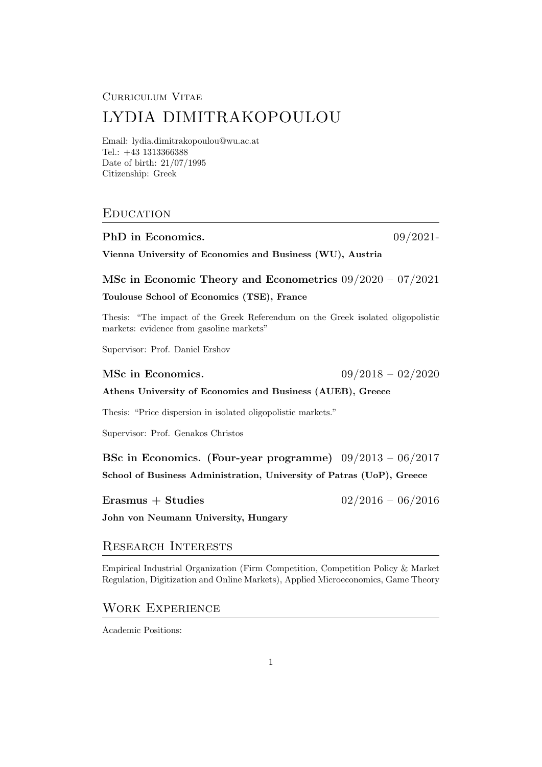Curriculum Vitae

# LYDIA DIMITRAKOPOULOU

Email: lydia.dimitrakopoulou@wu.ac.at
Tel.: +43 1313366388
Date of birth: 21/07/1995
Citizenship: Greek

## Education

**PhD in Economics.** 09/2021-

**Vienna University of Economics and Business (WU), Austria**

**MSc in Economic Theory and Econometrics** 09/2020 – 07/2021

**Toulouse School of Economics (TSE), France**

Thesis: "The impact of the Greek Referendum on the Greek isolated oligopolistic markets: evidence from gasoline markets"

Supervisor: Prof. Daniel Ershov

**MSc in Economics.** 09/2018 – 02/2020

**Athens University of Economics and Business (AUEB), Greece**

Thesis: "Price dispersion in isolated oligopolistic markets."

Supervisor: Prof. Genakos Christos

**BSc in Economics. (Four-year programme)** 09/2013 – 06/2017

**School of Business Administration, University of Patras (UoP), Greece**

**Erasmus + Studies** 02/2016 – 06/2016

**John von Neumann University, Hungary**

## Research Interests

Empirical Industrial Organization (Firm Competition, Competition Policy & Market Regulation, Digitization and Online Markets), Applied Microeconomics, Game Theory

## Work Experience

Academic Positions: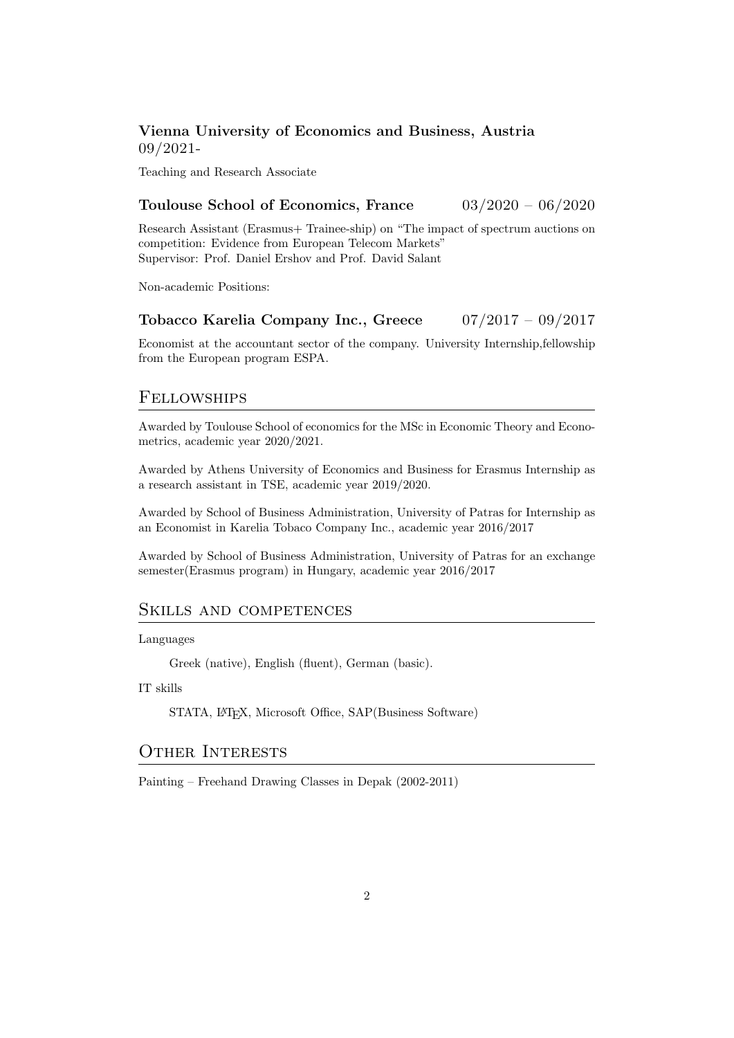**Vienna University of Economics and Business, Austria**
09/2021-

Teaching and Research Associate

**Toulouse School of Economics, France** 03/2020 – 06/2020

Research Assistant (Erasmus+ Trainee-ship) on "The impact of spectrum auctions on competition: Evidence from European Telecom Markets"
Supervisor: Prof. Daniel Ershov and Prof. David Salant

Non-academic Positions:

**Tobacco Karelia Company Inc., Greece** 07/2017 – 09/2017

Economist at the accountant sector of the company. University Internship,fellowship from the European program ESPA.

## Fellowships

Awarded by Toulouse School of economics for the MSc in Economic Theory and Econometrics, academic year 2020/2021.

Awarded by Athens University of Economics and Business for Erasmus Internship as a research assistant in TSE, academic year 2019/2020.

Awarded by School of Business Administration, University of Patras for Internship as an Economist in Karelia Tobaco Company Inc., academic year 2016/2017

Awarded by School of Business Administration, University of Patras for an exchange semester(Erasmus program) in Hungary, academic year 2016/2017

## Skills and competences

Languages

Greek (native), English (fluent), German (basic).

IT skills

STATA, LaTeX, Microsoft Office, SAP(Business Software)

## Other Interests

Painting – Freehand Drawing Classes in Depak (2002-2011)